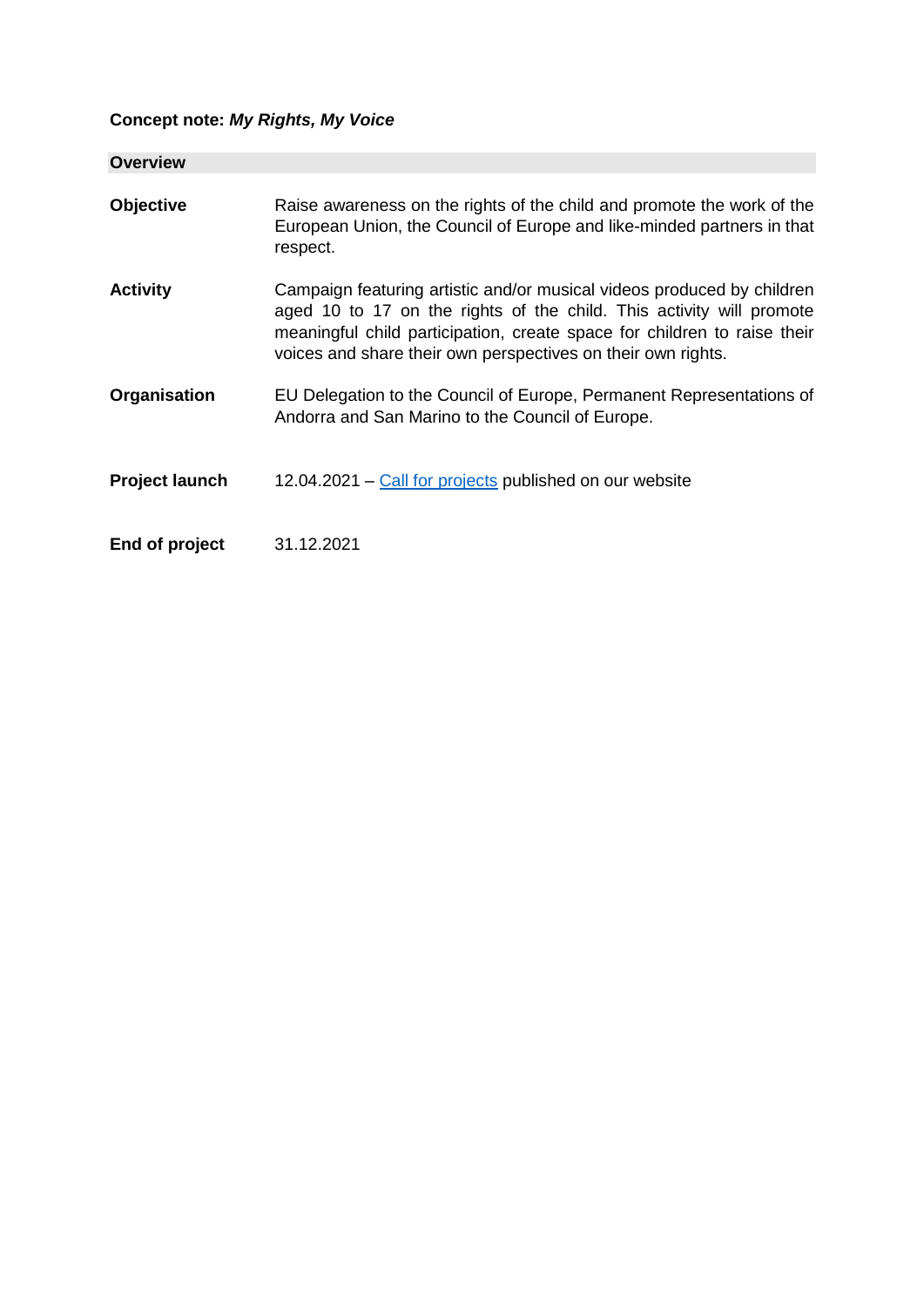**Concept note: *My Rights, My Voice***

## Overview

| | |
|---|---|
| **Objective** | Raise awareness on the rights of the child and promote the work of the European Union, the Council of Europe and like-minded partners in that respect. |
| **Activity** | Campaign featuring artistic and/or musical videos produced by children aged 10 to 17 on the rights of the child. This activity will promote meaningful child participation, create space for children to raise their voices and share their own perspectives on their own rights. |
| **Organisation** | EU Delegation to the Council of Europe, Permanent Representations of Andorra and San Marino to the Council of Europe. |
| **Project launch** | 12.04.2021 – Call for projects published on our website |
| **End of project** | 31.12.2021 |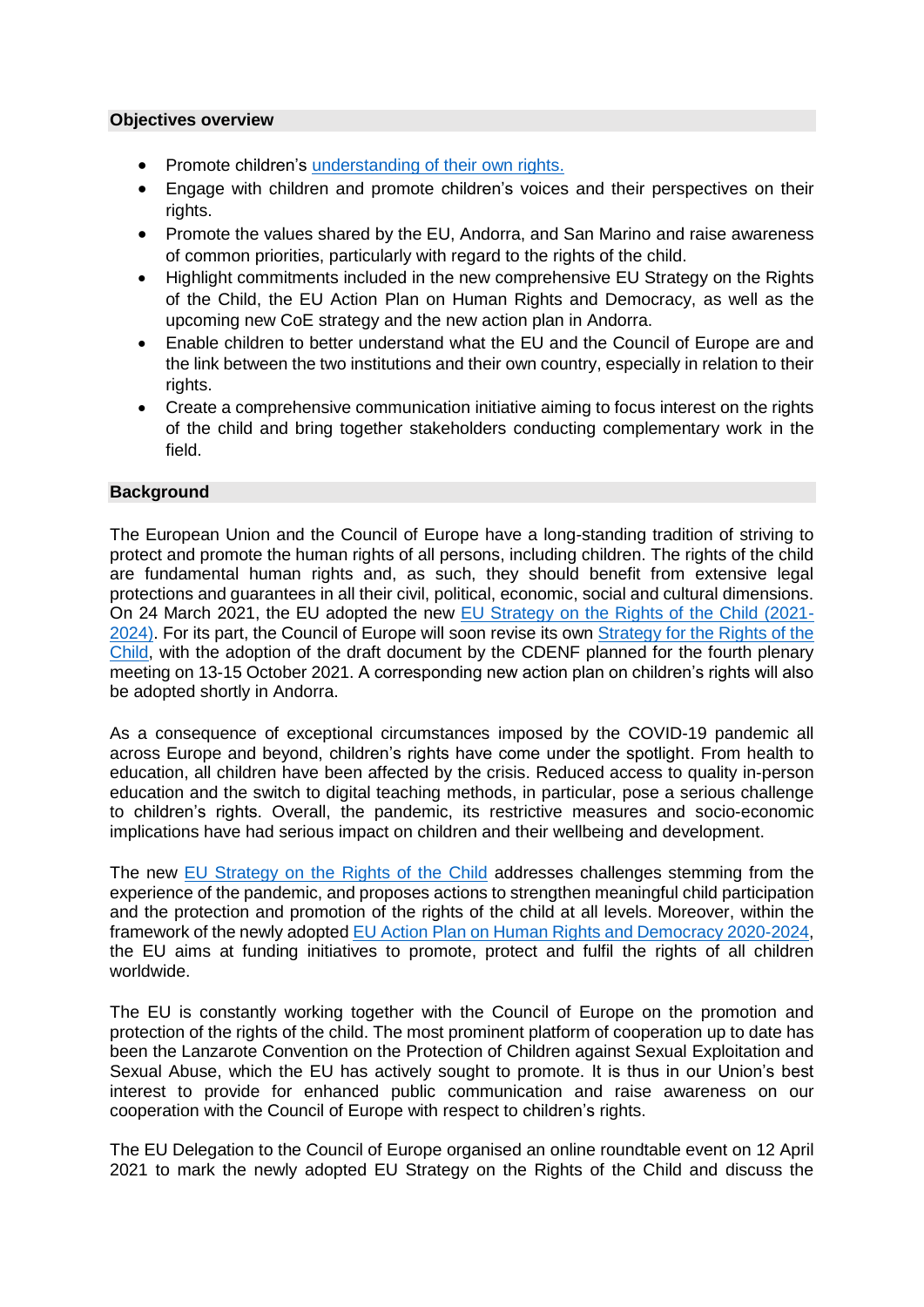## Objectives overview

- Promote children's [understanding of their own rights.]()
- Engage with children and promote children's voices and their perspectives on their rights.
- Promote the values shared by the EU, Andorra, and San Marino and raise awareness of common priorities, particularly with regard to the rights of the child.
- Highlight commitments included in the new comprehensive EU Strategy on the Rights of the Child, the EU Action Plan on Human Rights and Democracy, as well as the upcoming new CoE strategy and the new action plan in Andorra.
- Enable children to better understand what the EU and the Council of Europe are and the link between the two institutions and their own country, especially in relation to their rights.
- Create a comprehensive communication initiative aiming to focus interest on the rights of the child and bring together stakeholders conducting complementary work in the field.

## Background

The European Union and the Council of Europe have a long-standing tradition of striving to protect and promote the human rights of all persons, including children. The rights of the child are fundamental human rights and, as such, they should benefit from extensive legal protections and guarantees in all their civil, political, economic, social and cultural dimensions. On 24 March 2021, the EU adopted the new [EU Strategy on the Rights of the Child (2021-2024)](). For its part, the Council of Europe will soon revise its own [Strategy for the Rights of the Child](), with the adoption of the draft document by the CDENF planned for the fourth plenary meeting on 13-15 October 2021. A corresponding new action plan on children's rights will also be adopted shortly in Andorra.

As a consequence of exceptional circumstances imposed by the COVID-19 pandemic all across Europe and beyond, children's rights have come under the spotlight. From health to education, all children have been affected by the crisis. Reduced access to quality in-person education and the switch to digital teaching methods, in particular, pose a serious challenge to children's rights. Overall, the pandemic, its restrictive measures and socio-economic implications have had serious impact on children and their wellbeing and development.

The new [EU Strategy on the Rights of the Child]() addresses challenges stemming from the experience of the pandemic, and proposes actions to strengthen meaningful child participation and the protection and promotion of the rights of the child at all levels. Moreover, within the framework of the newly adopted [EU Action Plan on Human Rights and Democracy 2020-2024](), the EU aims at funding initiatives to promote, protect and fulfil the rights of all children worldwide.

The EU is constantly working together with the Council of Europe on the promotion and protection of the rights of the child. The most prominent platform of cooperation up to date has been the Lanzarote Convention on the Protection of Children against Sexual Exploitation and Sexual Abuse, which the EU has actively sought to promote. It is thus in our Union's best interest to provide for enhanced public communication and raise awareness on our cooperation with the Council of Europe with respect to children's rights.

The EU Delegation to the Council of Europe organised an online roundtable event on 12 April 2021 to mark the newly adopted EU Strategy on the Rights of the Child and discuss the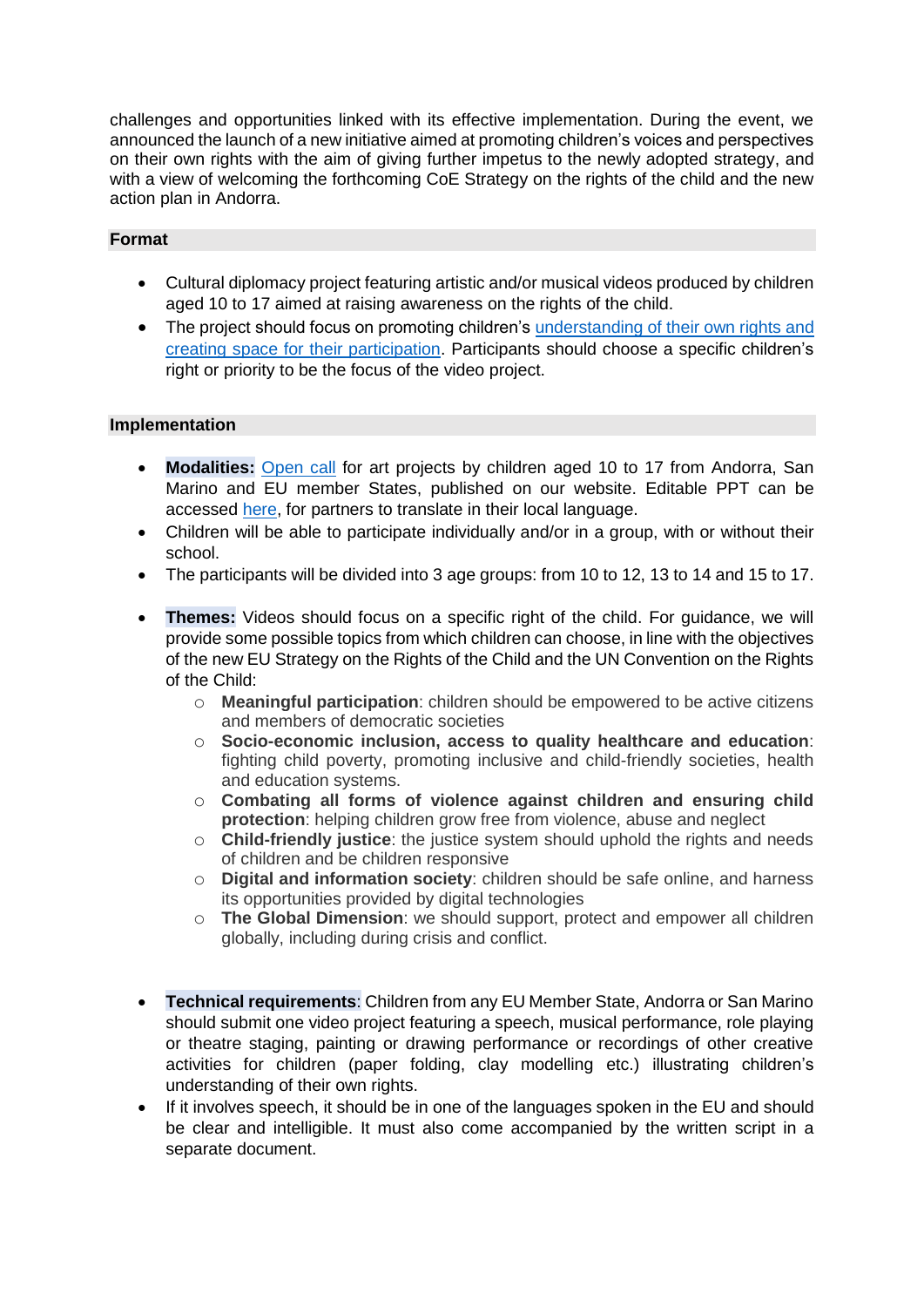challenges and opportunities linked with its effective implementation. During the event, we announced the launch of a new initiative aimed at promoting children's voices and perspectives on their own rights with the aim of giving further impetus to the newly adopted strategy, and with a view of welcoming the forthcoming CoE Strategy on the rights of the child and the new action plan in Andorra.

### Format

- Cultural diplomacy project featuring artistic and/or musical videos produced by children aged 10 to 17 aimed at raising awareness on the rights of the child.
- The project should focus on promoting children's understanding of their own rights and creating space for their participation. Participants should choose a specific children's right or priority to be the focus of the video project.

### Implementation

- **Modalities:** Open call for art projects by children aged 10 to 17 from Andorra, San Marino and EU member States, published on our website. Editable PPT can be accessed here, for partners to translate in their local language.
- Children will be able to participate individually and/or in a group, with or without their school.
- The participants will be divided into 3 age groups: from 10 to 12, 13 to 14 and 15 to 17.

- **Themes:** Videos should focus on a specific right of the child. For guidance, we will provide some possible topics from which children can choose, in line with the objectives of the new EU Strategy on the Rights of the Child and the UN Convention on the Rights of the Child:
  - **Meaningful participation**: children should be empowered to be active citizens and members of democratic societies
  - **Socio-economic inclusion, access to quality healthcare and education**: fighting child poverty, promoting inclusive and child-friendly societies, health and education systems.
  - **Combating all forms of violence against children and ensuring child protection**: helping children grow free from violence, abuse and neglect
  - **Child-friendly justice**: the justice system should uphold the rights and needs of children and be children responsive
  - **Digital and information society**: children should be safe online, and harness its opportunities provided by digital technologies
  - **The Global Dimension**: we should support, protect and empower all children globally, including during crisis and conflict.

- **Technical requirements**: Children from any EU Member State, Andorra or San Marino should submit one video project featuring a speech, musical performance, role playing or theatre staging, painting or drawing performance or recordings of other creative activities for children (paper folding, clay modelling etc.) illustrating children's understanding of their own rights.
- If it involves speech, it should be in one of the languages spoken in the EU and should be clear and intelligible. It must also come accompanied by the written script in a separate document.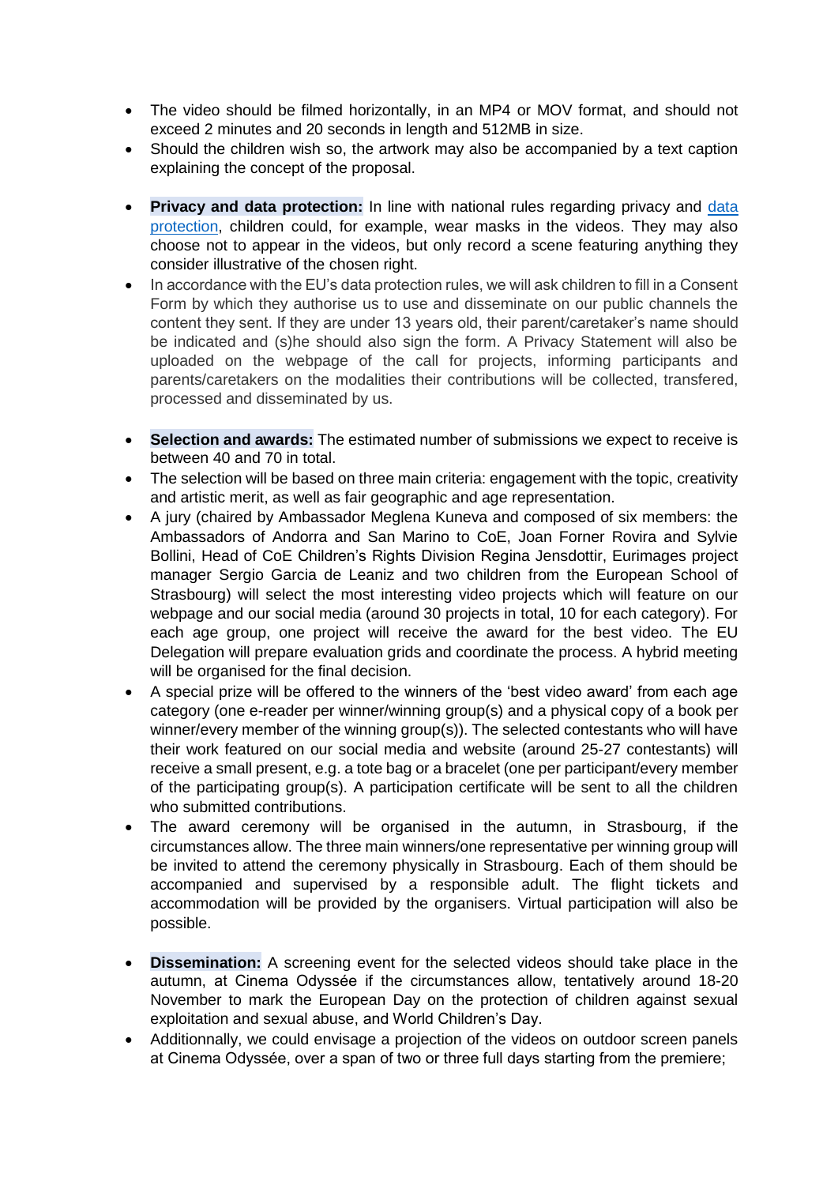- The video should be filmed horizontally, in an MP4 or MOV format, and should not exceed 2 minutes and 20 seconds in length and 512MB in size.
- Should the children wish so, the artwork may also be accompanied by a text caption explaining the concept of the proposal.

- **Privacy and data protection:** In line with national rules regarding privacy and data protection, children could, for example, wear masks in the videos. They may also choose not to appear in the videos, but only record a scene featuring anything they consider illustrative of the chosen right.
- In accordance with the EU's data protection rules, we will ask children to fill in a Consent Form by which they authorise us to use and disseminate on our public channels the content they sent. If they are under 13 years old, their parent/caretaker's name should be indicated and (s)he should also sign the form. A Privacy Statement will also be uploaded on the webpage of the call for projects, informing participants and parents/caretakers on the modalities their contributions will be collected, transfered, processed and disseminated by us.

- **Selection and awards:** The estimated number of submissions we expect to receive is between 40 and 70 in total.
- The selection will be based on three main criteria: engagement with the topic, creativity and artistic merit, as well as fair geographic and age representation.
- A jury (chaired by Ambassador Meglena Kuneva and composed of six members: the Ambassadors of Andorra and San Marino to CoE, Joan Forner Rovira and Sylvie Bollini, Head of CoE Children's Rights Division Regina Jensdottir, Eurimages project manager Sergio Garcia de Leaniz and two children from the European School of Strasbourg) will select the most interesting video projects which will feature on our webpage and our social media (around 30 projects in total, 10 for each category). For each age group, one project will receive the award for the best video. The EU Delegation will prepare evaluation grids and coordinate the process. A hybrid meeting will be organised for the final decision.
- A special prize will be offered to the winners of the 'best video award' from each age category (one e-reader per winner/winning group(s) and a physical copy of a book per winner/every member of the winning group(s)). The selected contestants who will have their work featured on our social media and website (around 25-27 contestants) will receive a small present, e.g. a tote bag or a bracelet (one per participant/every member of the participating group(s). A participation certificate will be sent to all the children who submitted contributions.
- The award ceremony will be organised in the autumn, in Strasbourg, if the circumstances allow. The three main winners/one representative per winning group will be invited to attend the ceremony physically in Strasbourg. Each of them should be accompanied and supervised by a responsible adult. The flight tickets and accommodation will be provided by the organisers. Virtual participation will also be possible.

- **Dissemination:** A screening event for the selected videos should take place in the autumn, at Cinema Odyssée if the circumstances allow, tentatively around 18-20 November to mark the European Day on the protection of children against sexual exploitation and sexual abuse, and World Children's Day.
- Additionnally, we could envisage a projection of the videos on outdoor screen panels at Cinema Odyssée, over a span of two or three full days starting from the premiere;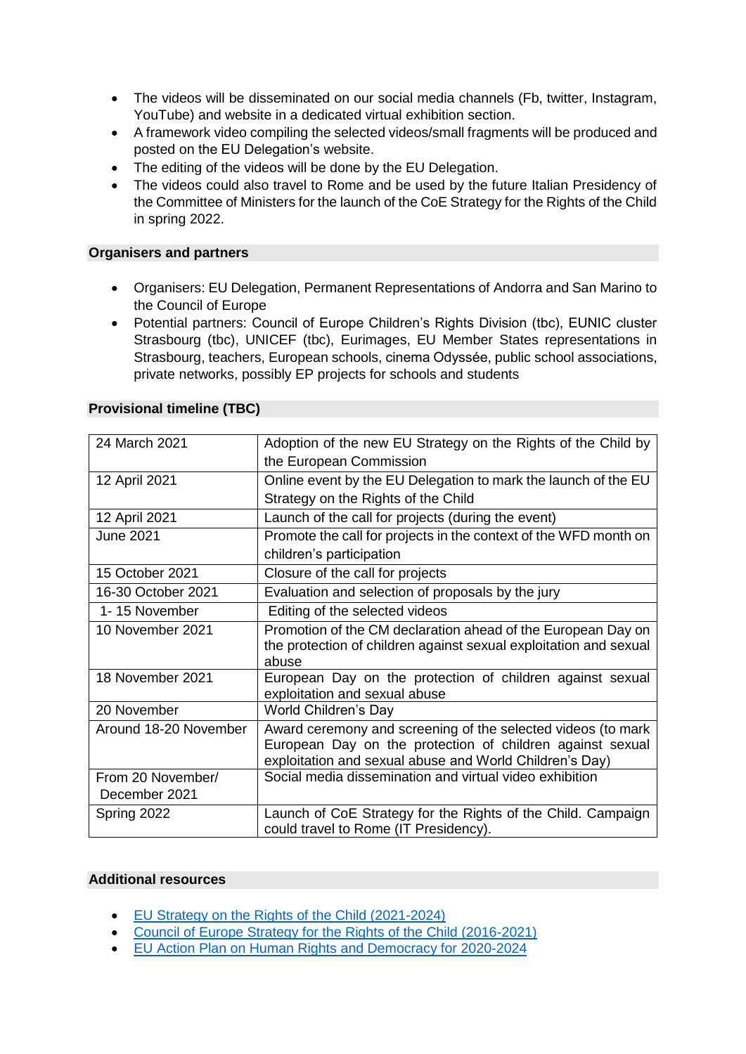- The videos will be disseminated on our social media channels (Fb, twitter, Instagram, YouTube) and website in a dedicated virtual exhibition section.
- A framework video compiling the selected videos/small fragments will be produced and posted on the EU Delegation's website.
- The editing of the videos will be done by the EU Delegation.
- The videos could also travel to Rome and be used by the future Italian Presidency of the Committee of Ministers for the launch of the CoE Strategy for the Rights of the Child in spring 2022.

## Organisers and partners

- Organisers: EU Delegation, Permanent Representations of Andorra and San Marino to the Council of Europe
- Potential partners: Council of Europe Children's Rights Division (tbc), EUNIC cluster Strasbourg (tbc), UNICEF (tbc), Eurimages, EU Member States representations in Strasbourg, teachers, European schools, cinema Odyssée, public school associations, private networks, possibly EP projects for schools and students

## Provisional timeline (TBC)

| | |
|---|---|
| 24 March 2021 | Adoption of the new EU Strategy on the Rights of the Child by the European Commission |
| 12 April 2021 | Online event by the EU Delegation to mark the launch of the EU Strategy on the Rights of the Child |
| 12 April 2021 | Launch of the call for projects (during the event) |
| June 2021 | Promote the call for projects in the context of the WFD month on children's participation |
| 15 October 2021 | Closure of the call for projects |
| 16-30 October 2021 | Evaluation and selection of proposals by the jury |
| 1- 15 November | Editing of the selected videos |
| 10 November 2021 | Promotion of the CM declaration ahead of the European Day on the protection of children against sexual exploitation and sexual abuse |
| 18 November 2021 | European Day on the protection of children against sexual exploitation and sexual abuse |
| 20 November | World Children's Day |
| Around 18-20 November | Award ceremony and screening of the selected videos (to mark European Day on the protection of children against sexual exploitation and sexual abuse and World Children's Day) |
| From 20 November/ December 2021 | Social media dissemination and virtual video exhibition |
| Spring 2022 | Launch of CoE Strategy for the Rights of the Child. Campaign could travel to Rome (IT Presidency). |

## Additional resources

- EU Strategy on the Rights of the Child (2021-2024)
- Council of Europe Strategy for the Rights of the Child (2016-2021)
- EU Action Plan on Human Rights and Democracy for 2020-2024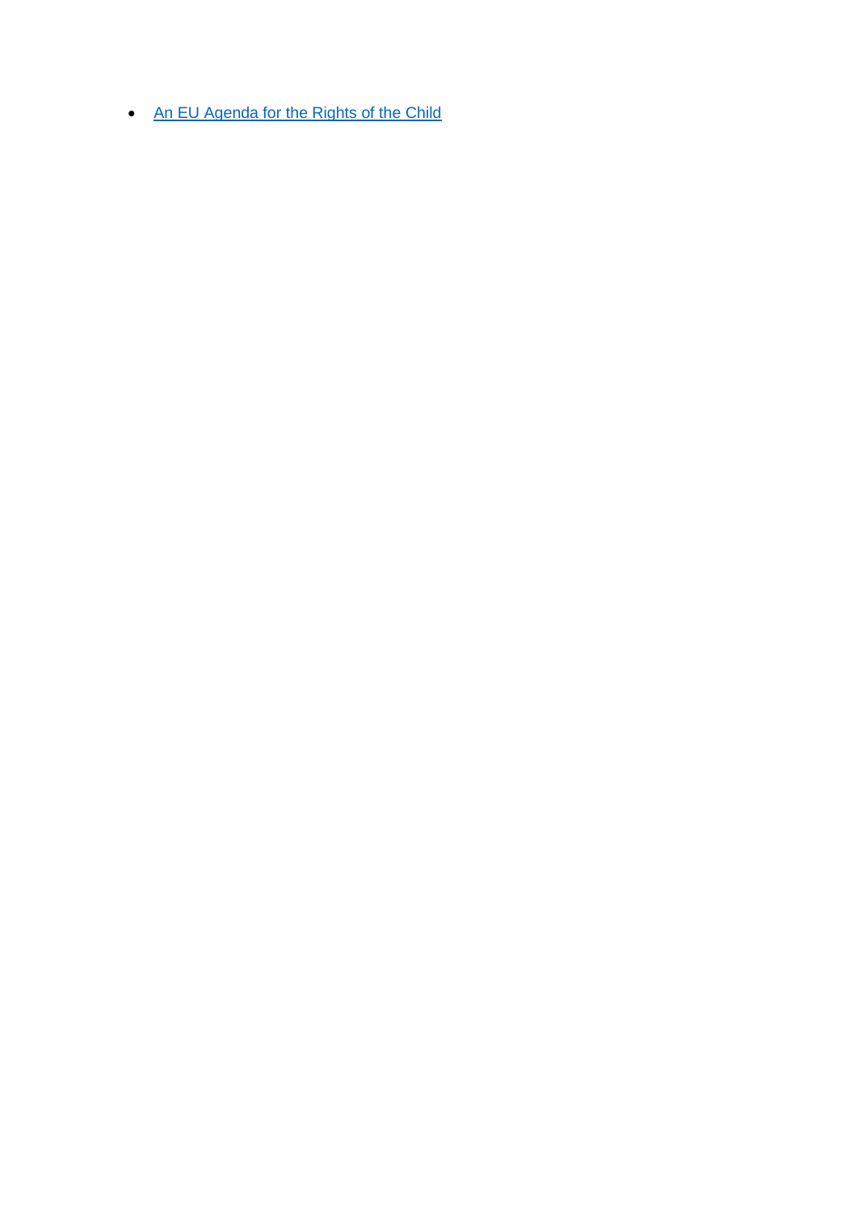- An EU Agenda for the Rights of the Child